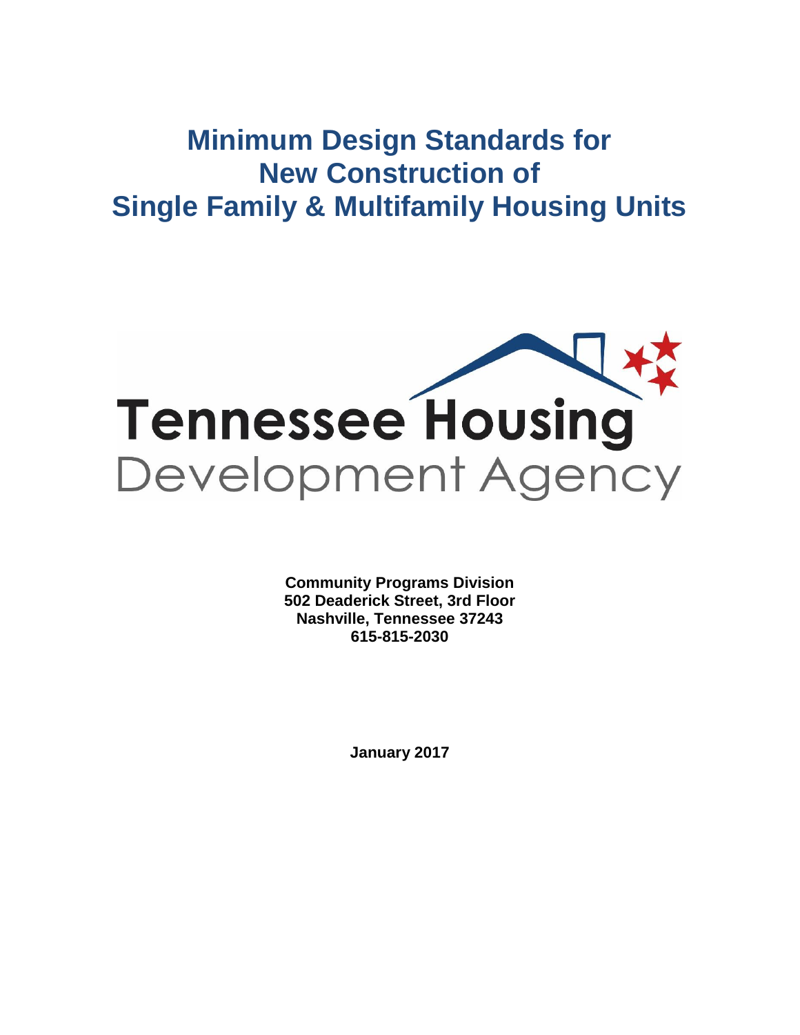# Minimum Design Standards for New Construction of Single Family & Multifamily Housing Units

Tennessee Housing Development Agency

**Community Programs Division**
**502 Deaderick Street, 3rd Floor**
**Nashville, Tennessee 37243**
**615-815-2030**

**January 2017**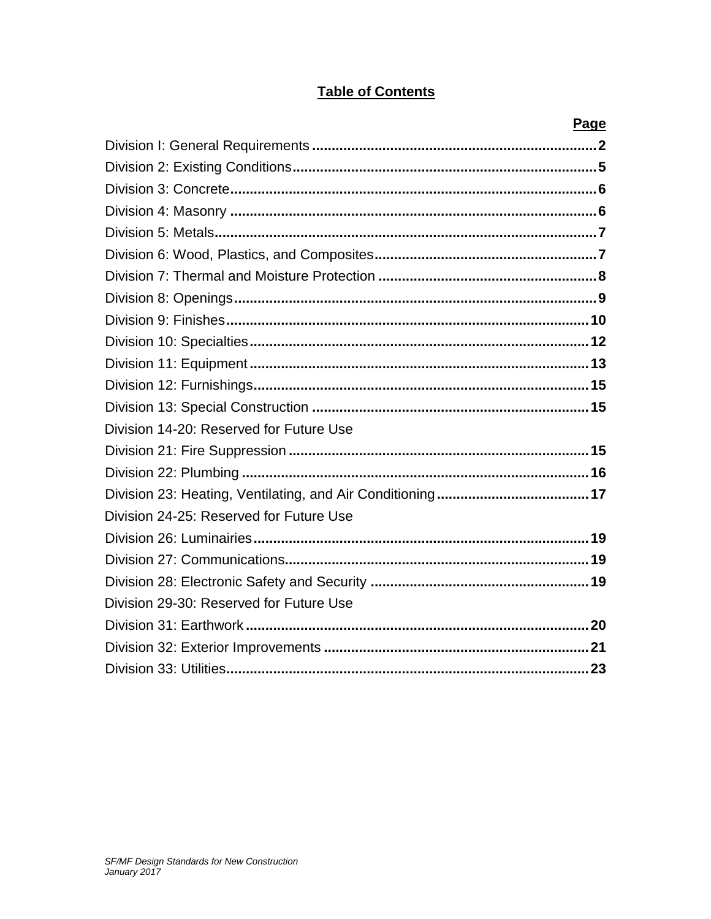# Table of Contents

| | Page |
|---|---|
| Division I: General Requirements | 2 |
| Division 2: Existing Conditions | 5 |
| Division 3: Concrete | 6 |
| Division 4: Masonry | 6 |
| Division 5: Metals | 7 |
| Division 6: Wood, Plastics, and Composites | 7 |
| Division 7: Thermal and Moisture Protection | 8 |
| Division 8: Openings | 9 |
| Division 9: Finishes | 10 |
| Division 10: Specialties | 12 |
| Division 11: Equipment | 13 |
| Division 12: Furnishings | 15 |
| Division 13: Special Construction | 15 |
| Division 14-20: Reserved for Future Use | |
| Division 21: Fire Suppression | 15 |
| Division 22: Plumbing | 16 |
| Division 23: Heating, Ventilating, and Air Conditioning | 17 |
| Division 24-25: Reserved for Future Use | |
| Division 26: Luminairies | 19 |
| Division 27: Communications | 19 |
| Division 28: Electronic Safety and Security | 19 |
| Division 29-30: Reserved for Future Use | |
| Division 31: Earthwork | 20 |
| Division 32: Exterior Improvements | 21 |
| Division 33: Utilities | 23 |

*SF/MF Design Standards for New Construction*
*January 2017*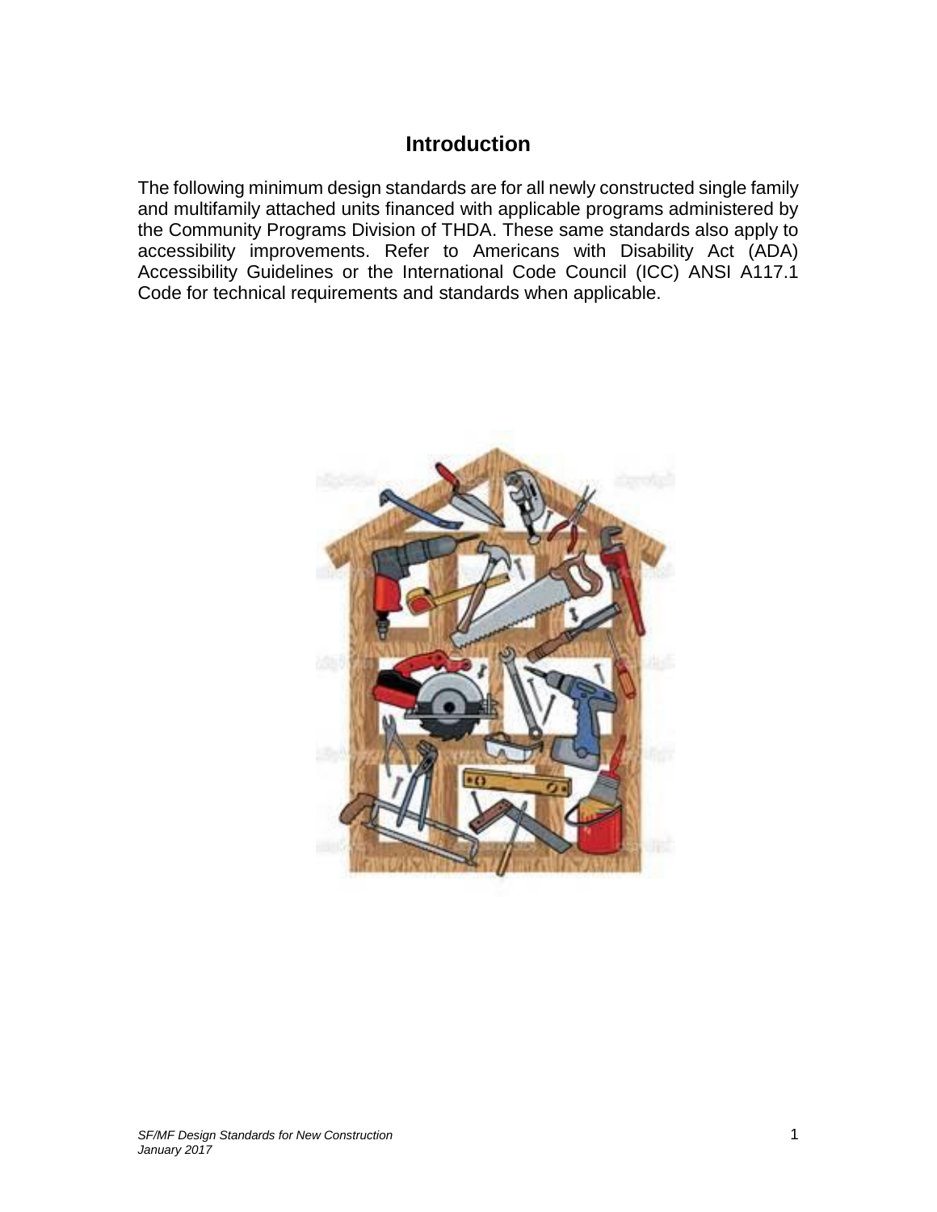# Introduction

The following minimum design standards are for all newly constructed single family and multifamily attached units financed with applicable programs administered by the Community Programs Division of THDA. These same standards also apply to accessibility improvements. Refer to Americans with Disability Act (ADA) Accessibility Guidelines or the International Code Council (ICC) ANSI A117.1 Code for technical requirements and standards when applicable.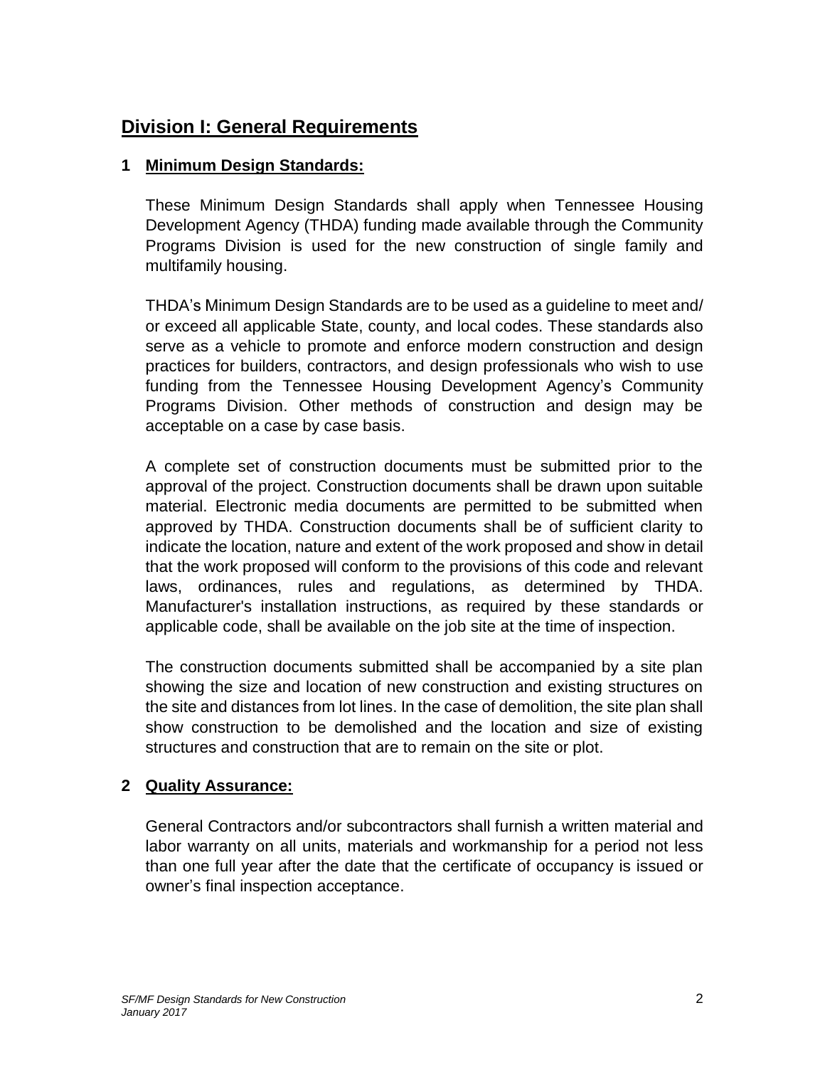## Division I: General Requirements

### 1 Minimum Design Standards:

These Minimum Design Standards shall apply when Tennessee Housing Development Agency (THDA) funding made available through the Community Programs Division is used for the new construction of single family and multifamily housing.

THDA's Minimum Design Standards are to be used as a guideline to meet and/ or exceed all applicable State, county, and local codes. These standards also serve as a vehicle to promote and enforce modern construction and design practices for builders, contractors, and design professionals who wish to use funding from the Tennessee Housing Development Agency's Community Programs Division. Other methods of construction and design may be acceptable on a case by case basis.

A complete set of construction documents must be submitted prior to the approval of the project. Construction documents shall be drawn upon suitable material. Electronic media documents are permitted to be submitted when approved by THDA. Construction documents shall be of sufficient clarity to indicate the location, nature and extent of the work proposed and show in detail that the work proposed will conform to the provisions of this code and relevant laws, ordinances, rules and regulations, as determined by THDA. Manufacturer's installation instructions, as required by these standards or applicable code, shall be available on the job site at the time of inspection.

The construction documents submitted shall be accompanied by a site plan showing the size and location of new construction and existing structures on the site and distances from lot lines. In the case of demolition, the site plan shall show construction to be demolished and the location and size of existing structures and construction that are to remain on the site or plot.

### 2 Quality Assurance:

General Contractors and/or subcontractors shall furnish a written material and labor warranty on all units, materials and workmanship for a period not less than one full year after the date that the certificate of occupancy is issued or owner's final inspection acceptance.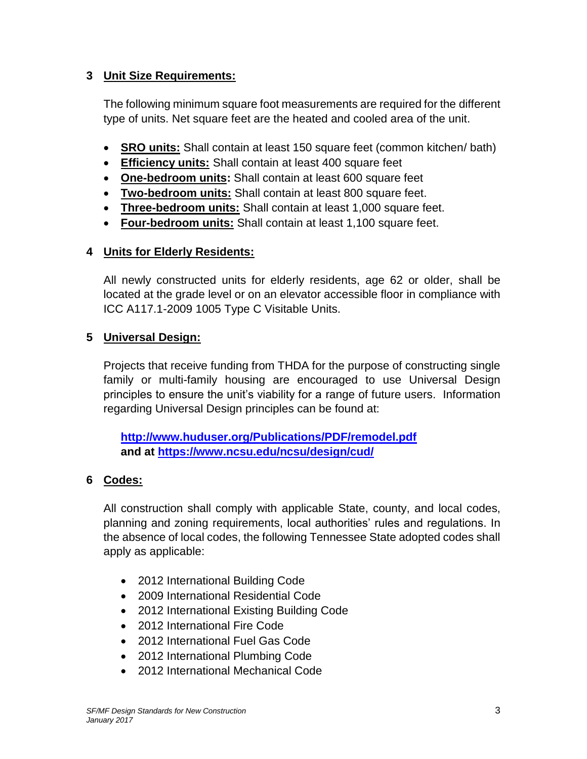## 3 Unit Size Requirements:

The following minimum square foot measurements are required for the different type of units. Net square feet are the heated and cooled area of the unit.

- **SRO units:** Shall contain at least 150 square feet (common kitchen/ bath)
- **Efficiency units:** Shall contain at least 400 square feet
- **One-bedroom units:** Shall contain at least 600 square feet
- **Two-bedroom units:** Shall contain at least 800 square feet.
- **Three-bedroom units:** Shall contain at least 1,000 square feet.
- **Four-bedroom units:** Shall contain at least 1,100 square feet.

## 4 Units for Elderly Residents:

All newly constructed units for elderly residents, age 62 or older, shall be located at the grade level or on an elevator accessible floor in compliance with ICC A117.1-2009 1005 Type C Visitable Units.

## 5 Universal Design:

Projects that receive funding from THDA for the purpose of constructing single family or multi-family housing are encouraged to use Universal Design principles to ensure the unit's viability for a range of future users. Information regarding Universal Design principles can be found at:

**http://www.huduser.org/Publications/PDF/remodel.pdf**
**and at https://www.ncsu.edu/ncsu/design/cud/**

## 6 Codes:

All construction shall comply with applicable State, county, and local codes, planning and zoning requirements, local authorities' rules and regulations. In the absence of local codes, the following Tennessee State adopted codes shall apply as applicable:

- 2012 International Building Code
- 2009 International Residential Code
- 2012 International Existing Building Code
- 2012 International Fire Code
- 2012 International Fuel Gas Code
- 2012 International Plumbing Code
- 2012 International Mechanical Code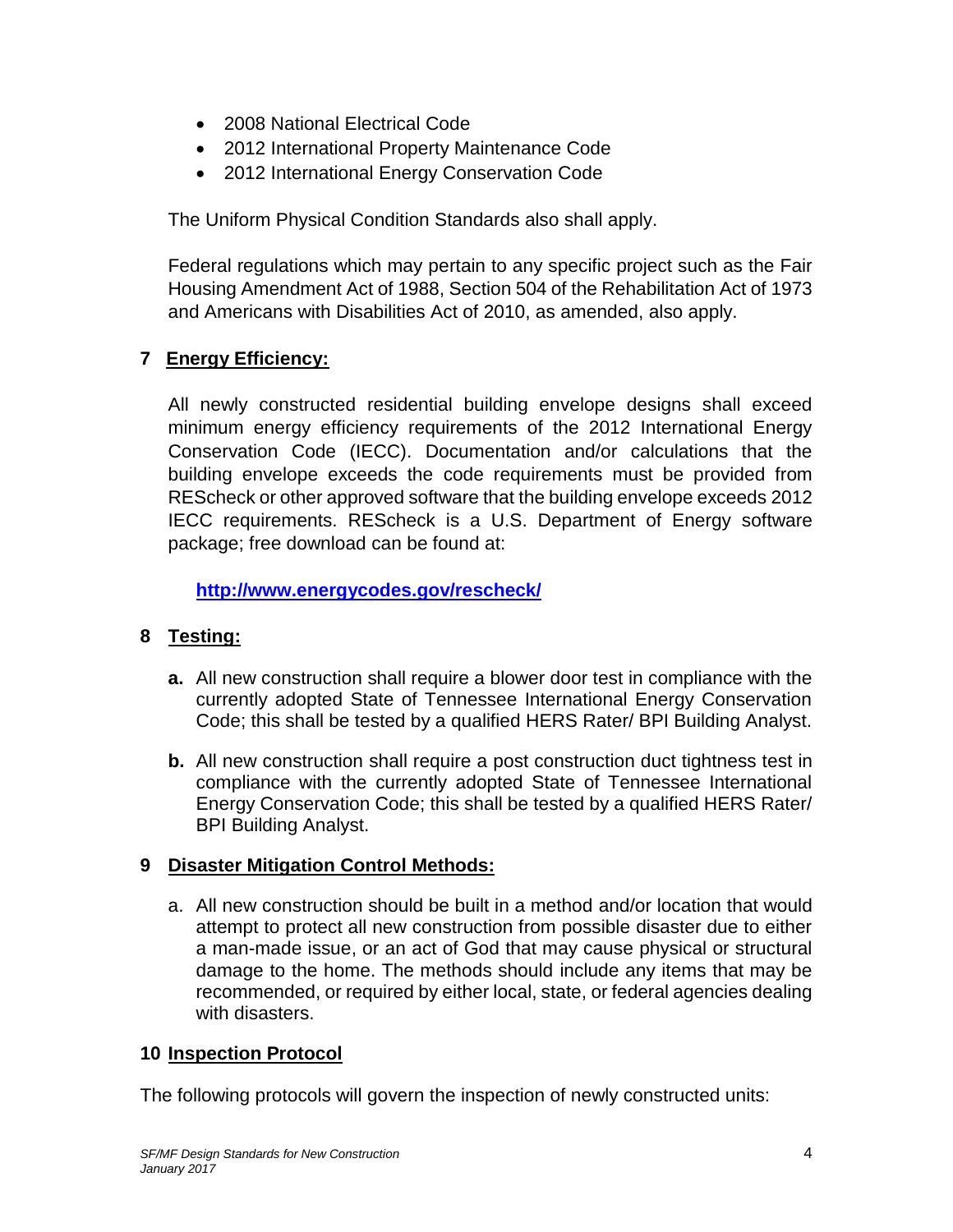- 2008 National Electrical Code
- 2012 International Property Maintenance Code
- 2012 International Energy Conservation Code

The Uniform Physical Condition Standards also shall apply.

Federal regulations which may pertain to any specific project such as the Fair Housing Amendment Act of 1988, Section 504 of the Rehabilitation Act of 1973 and Americans with Disabilities Act of 2010, as amended, also apply.

## 7 Energy Efficiency:

All newly constructed residential building envelope designs shall exceed minimum energy efficiency requirements of the 2012 International Energy Conservation Code (IECC). Documentation and/or calculations that the building envelope exceeds the code requirements must be provided from REScheck or other approved software that the building envelope exceeds 2012 IECC requirements. REScheck is a U.S. Department of Energy software package; free download can be found at:

**http://www.energycodes.gov/rescheck/**

## 8 Testing:

**a.** All new construction shall require a blower door test in compliance with the currently adopted State of Tennessee International Energy Conservation Code; this shall be tested by a qualified HERS Rater/ BPI Building Analyst.

**b.** All new construction shall require a post construction duct tightness test in compliance with the currently adopted State of Tennessee International Energy Conservation Code; this shall be tested by a qualified HERS Rater/ BPI Building Analyst.

## 9 Disaster Mitigation Control Methods:

a. All new construction should be built in a method and/or location that would attempt to protect all new construction from possible disaster due to either a man-made issue, or an act of God that may cause physical or structural damage to the home. The methods should include any items that may be recommended, or required by either local, state, or federal agencies dealing with disasters.

## 10 Inspection Protocol

The following protocols will govern the inspection of newly constructed units: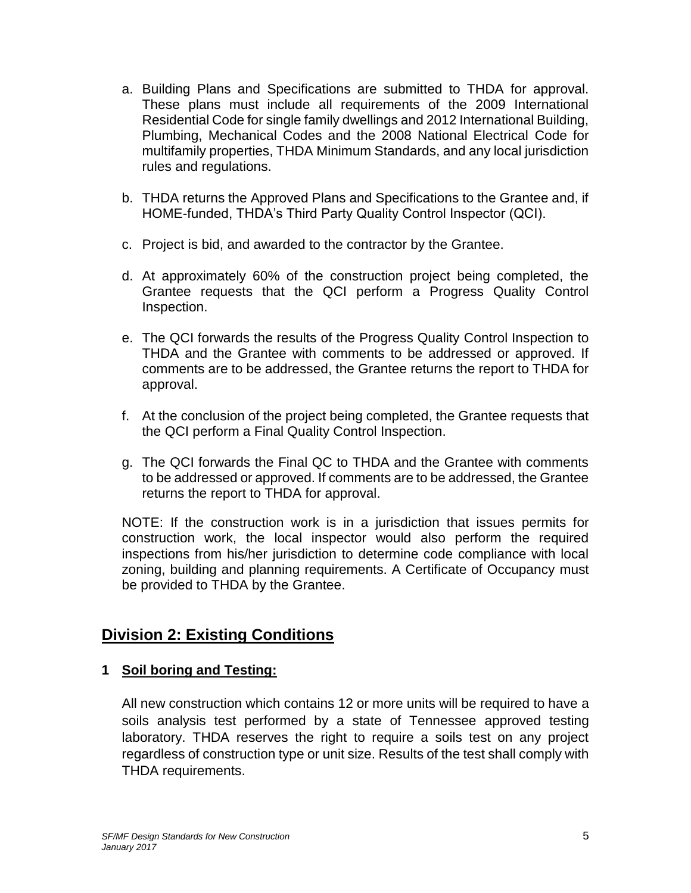a. Building Plans and Specifications are submitted to THDA for approval. These plans must include all requirements of the 2009 International Residential Code for single family dwellings and 2012 International Building, Plumbing, Mechanical Codes and the 2008 National Electrical Code for multifamily properties, THDA Minimum Standards, and any local jurisdiction rules and regulations.

b. THDA returns the Approved Plans and Specifications to the Grantee and, if HOME-funded, THDA's Third Party Quality Control Inspector (QCI).

c. Project is bid, and awarded to the contractor by the Grantee.

d. At approximately 60% of the construction project being completed, the Grantee requests that the QCI perform a Progress Quality Control Inspection.

e. The QCI forwards the results of the Progress Quality Control Inspection to THDA and the Grantee with comments to be addressed or approved. If comments are to be addressed, the Grantee returns the report to THDA for approval.

f. At the conclusion of the project being completed, the Grantee requests that the QCI perform a Final Quality Control Inspection.

g. The QCI forwards the Final QC to THDA and the Grantee with comments to be addressed or approved. If comments are to be addressed, the Grantee returns the report to THDA for approval.

NOTE: If the construction work is in a jurisdiction that issues permits for construction work, the local inspector would also perform the required inspections from his/her jurisdiction to determine code compliance with local zoning, building and planning requirements. A Certificate of Occupancy must be provided to THDA by the Grantee.

## Division 2: Existing Conditions

### 1 Soil boring and Testing:

All new construction which contains 12 or more units will be required to have a soils analysis test performed by a state of Tennessee approved testing laboratory. THDA reserves the right to require a soils test on any project regardless of construction type or unit size. Results of the test shall comply with THDA requirements.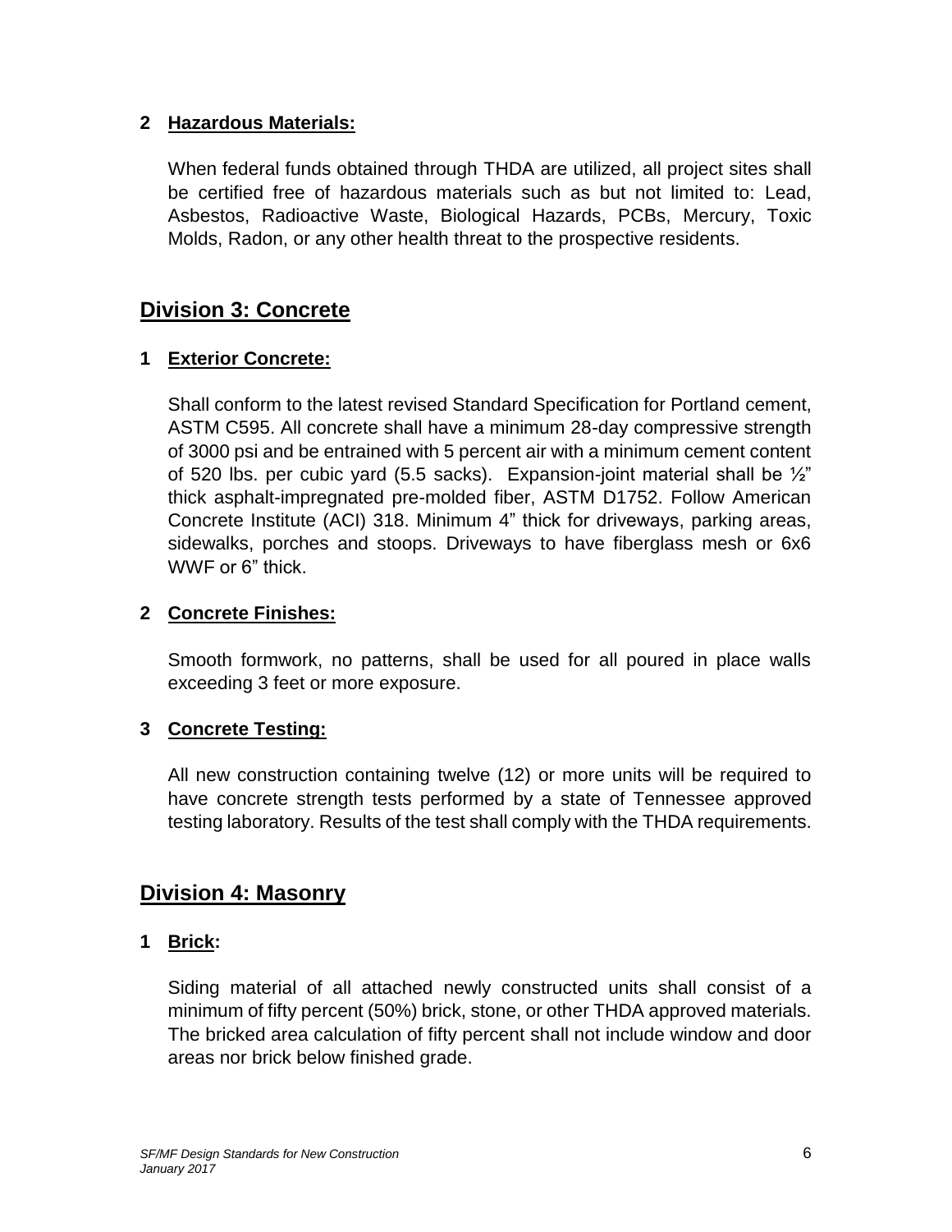**2 Hazardous Materials:**

When federal funds obtained through THDA are utilized, all project sites shall be certified free of hazardous materials such as but not limited to: Lead, Asbestos, Radioactive Waste, Biological Hazards, PCBs, Mercury, Toxic Molds, Radon, or any other health threat to the prospective residents.

## Division 3: Concrete

**1 Exterior Concrete:**

Shall conform to the latest revised Standard Specification for Portland cement, ASTM C595. All concrete shall have a minimum 28-day compressive strength of 3000 psi and be entrained with 5 percent air with a minimum cement content of 520 lbs. per cubic yard (5.5 sacks). Expansion-joint material shall be ½" thick asphalt-impregnated pre-molded fiber, ASTM D1752. Follow American Concrete Institute (ACI) 318. Minimum 4" thick for driveways, parking areas, sidewalks, porches and stoops. Driveways to have fiberglass mesh or 6x6 WWF or 6" thick.

**2 Concrete Finishes:**

Smooth formwork, no patterns, shall be used for all poured in place walls exceeding 3 feet or more exposure.

**3 Concrete Testing:**

All new construction containing twelve (12) or more units will be required to have concrete strength tests performed by a state of Tennessee approved testing laboratory. Results of the test shall comply with the THDA requirements.

## Division 4: Masonry

**1 Brick:**

Siding material of all attached newly constructed units shall consist of a minimum of fifty percent (50%) brick, stone, or other THDA approved materials. The bricked area calculation of fifty percent shall not include window and door areas nor brick below finished grade.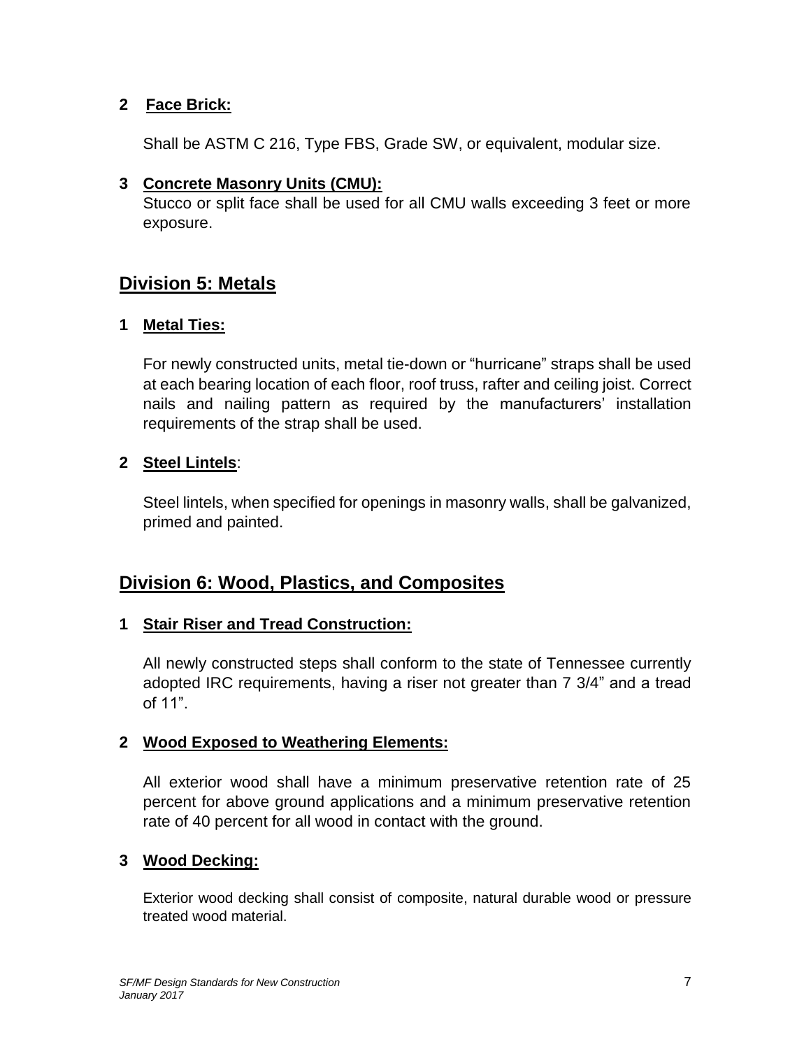**2 Face Brick:**

Shall be ASTM C 216, Type FBS, Grade SW, or equivalent, modular size.

**3 Concrete Masonry Units (CMU):**

Stucco or split face shall be used for all CMU walls exceeding 3 feet or more exposure.

## Division 5: Metals

**1 Metal Ties:**

For newly constructed units, metal tie-down or "hurricane" straps shall be used at each bearing location of each floor, roof truss, rafter and ceiling joist. Correct nails and nailing pattern as required by the manufacturers' installation requirements of the strap shall be used.

**2 Steel Lintels:**

Steel lintels, when specified for openings in masonry walls, shall be galvanized, primed and painted.

## Division 6: Wood, Plastics, and Composites

**1 Stair Riser and Tread Construction:**

All newly constructed steps shall conform to the state of Tennessee currently adopted IRC requirements, having a riser not greater than 7 3/4" and a tread of 11".

**2 Wood Exposed to Weathering Elements:**

All exterior wood shall have a minimum preservative retention rate of 25 percent for above ground applications and a minimum preservative retention rate of 40 percent for all wood in contact with the ground.

**3 Wood Decking:**

Exterior wood decking shall consist of composite, natural durable wood or pressure treated wood material.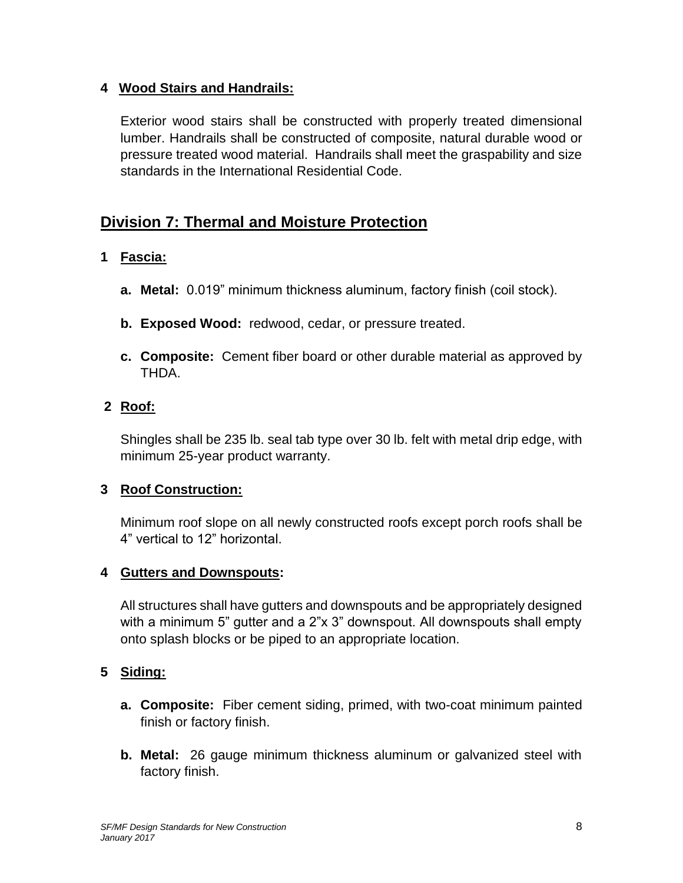**4 Wood Stairs and Handrails:**

Exterior wood stairs shall be constructed with properly treated dimensional lumber. Handrails shall be constructed of composite, natural durable wood or pressure treated wood material. Handrails shall meet the graspability and size standards in the International Residential Code.

## Division 7: Thermal and Moisture Protection

**1 Fascia:**

a. **Metal:** 0.019" minimum thickness aluminum, factory finish (coil stock).

b. **Exposed Wood:** redwood, cedar, or pressure treated.

c. **Composite:** Cement fiber board or other durable material as approved by THDA.

**2 Roof:**

Shingles shall be 235 lb. seal tab type over 30 lb. felt with metal drip edge, with minimum 25-year product warranty.

**3 Roof Construction:**

Minimum roof slope on all newly constructed roofs except porch roofs shall be 4" vertical to 12" horizontal.

**4 Gutters and Downspouts:**

All structures shall have gutters and downspouts and be appropriately designed with a minimum 5" gutter and a 2"x 3" downspout. All downspouts shall empty onto splash blocks or be piped to an appropriate location.

**5 Siding:**

a. **Composite:** Fiber cement siding, primed, with two-coat minimum painted finish or factory finish.

b. **Metal:** 26 gauge minimum thickness aluminum or galvanized steel with factory finish.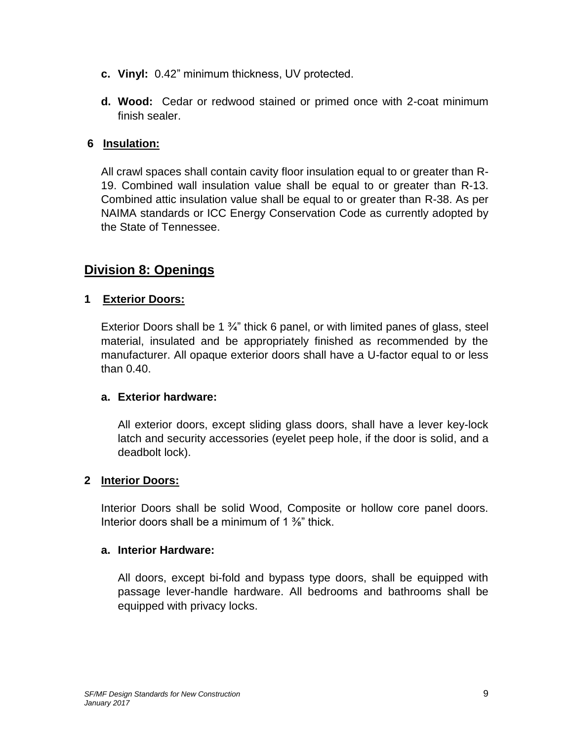c. **Vinyl:** 0.42” minimum thickness, UV protected.

d. **Wood:** Cedar or redwood stained or primed once with 2-coat minimum finish sealer.

**6 Insulation:**

All crawl spaces shall contain cavity floor insulation equal to or greater than R-19. Combined wall insulation value shall be equal to or greater than R-13. Combined attic insulation value shall be equal to or greater than R-38. As per NAIMA standards or ICC Energy Conservation Code as currently adopted by the State of Tennessee.

## Division 8: Openings

### 1 Exterior Doors:

Exterior Doors shall be 1 ¾” thick 6 panel, or with limited panes of glass, steel material, insulated and be appropriately finished as recommended by the manufacturer. All opaque exterior doors shall have a U-factor equal to or less than 0.40.

**a. Exterior hardware:**

All exterior doors, except sliding glass doors, shall have a lever key-lock latch and security accessories (eyelet peep hole, if the door is solid, and a deadbolt lock).

### 2 Interior Doors:

Interior Doors shall be solid Wood, Composite or hollow core panel doors. Interior doors shall be a minimum of 1 ⅜” thick.

**a. Interior Hardware:**

All doors, except bi-fold and bypass type doors, shall be equipped with passage lever-handle hardware. All bedrooms and bathrooms shall be equipped with privacy locks.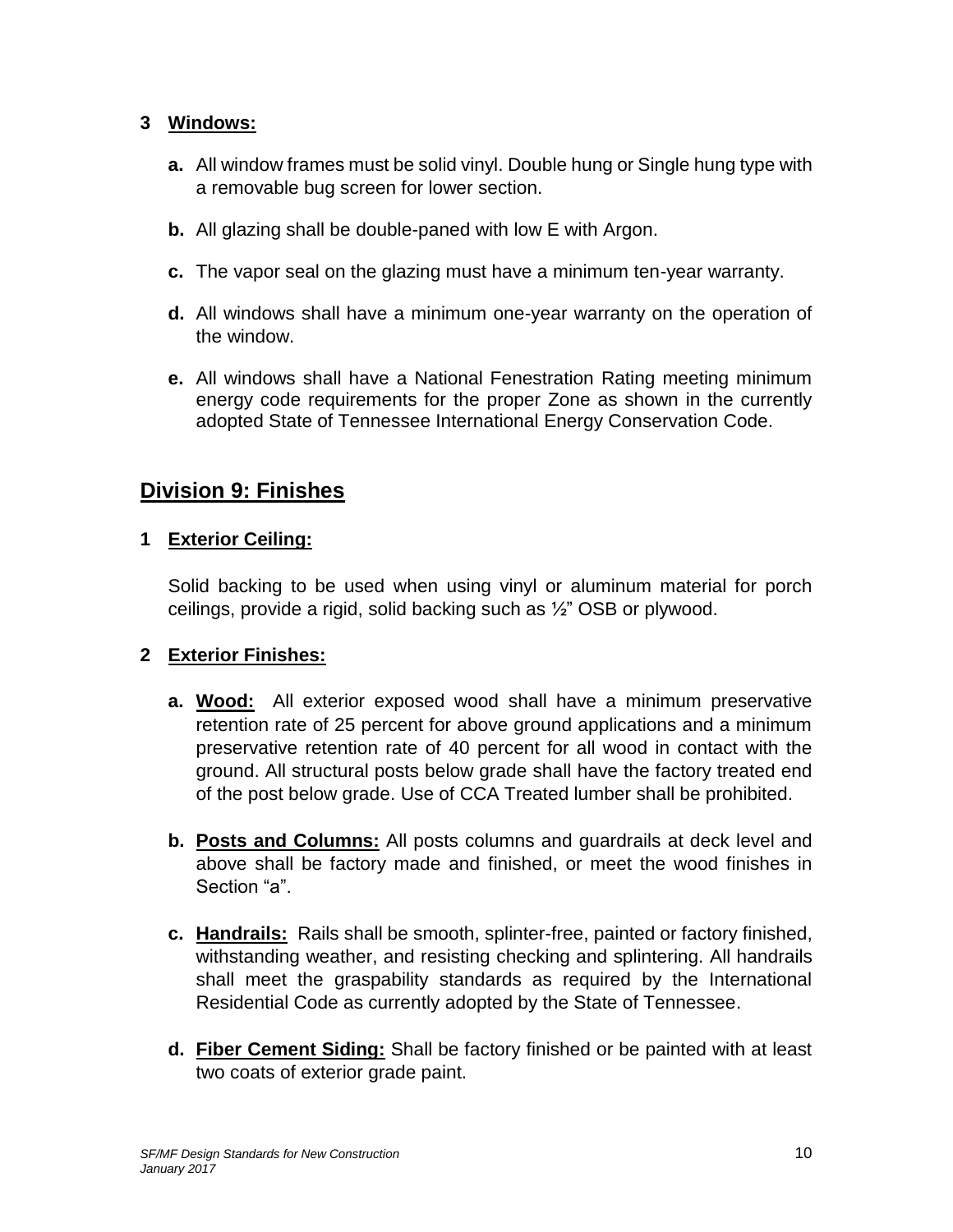### 3 Windows:

**a.** All window frames must be solid vinyl. Double hung or Single hung type with a removable bug screen for lower section.

**b.** All glazing shall be double-paned with low E with Argon.

**c.** The vapor seal on the glazing must have a minimum ten-year warranty.

**d.** All windows shall have a minimum one-year warranty on the operation of the window.

**e.** All windows shall have a National Fenestration Rating meeting minimum energy code requirements for the proper Zone as shown in the currently adopted State of Tennessee International Energy Conservation Code.

## Division 9: Finishes

### 1 Exterior Ceiling:

Solid backing to be used when using vinyl or aluminum material for porch ceilings, provide a rigid, solid backing such as ½" OSB or plywood.

### 2 Exterior Finishes:

**a. Wood:** All exterior exposed wood shall have a minimum preservative retention rate of 25 percent for above ground applications and a minimum preservative retention rate of 40 percent for all wood in contact with the ground. All structural posts below grade shall have the factory treated end of the post below grade. Use of CCA Treated lumber shall be prohibited.

**b. Posts and Columns:** All posts columns and guardrails at deck level and above shall be factory made and finished, or meet the wood finishes in Section "a".

**c. Handrails:** Rails shall be smooth, splinter-free, painted or factory finished, withstanding weather, and resisting checking and splintering. All handrails shall meet the graspability standards as required by the International Residential Code as currently adopted by the State of Tennessee.

**d. Fiber Cement Siding:** Shall be factory finished or be painted with at least two coats of exterior grade paint.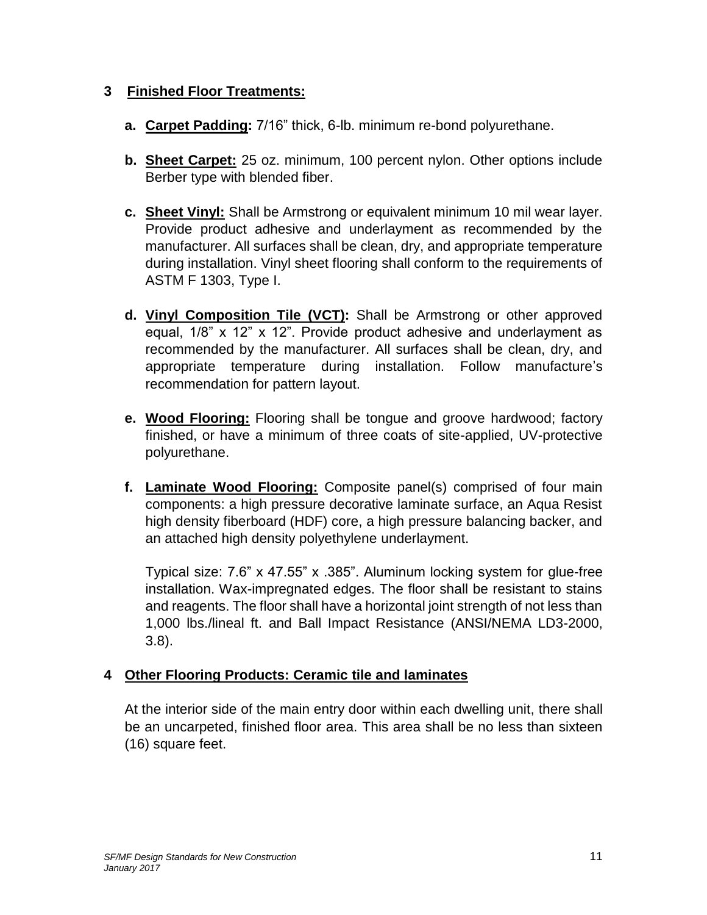## 3 Finished Floor Treatments:

**a. Carpet Padding:** 7/16" thick, 6-lb. minimum re-bond polyurethane.

**b. Sheet Carpet:** 25 oz. minimum, 100 percent nylon. Other options include Berber type with blended fiber.

**c. Sheet Vinyl:** Shall be Armstrong or equivalent minimum 10 mil wear layer. Provide product adhesive and underlayment as recommended by the manufacturer. All surfaces shall be clean, dry, and appropriate temperature during installation. Vinyl sheet flooring shall conform to the requirements of ASTM F 1303, Type I.

**d. Vinyl Composition Tile (VCT):** Shall be Armstrong or other approved equal, 1/8" x 12" x 12". Provide product adhesive and underlayment as recommended by the manufacturer. All surfaces shall be clean, dry, and appropriate temperature during installation. Follow manufacture's recommendation for pattern layout.

**e. Wood Flooring:** Flooring shall be tongue and groove hardwood; factory finished, or have a minimum of three coats of site-applied, UV-protective polyurethane.

**f. Laminate Wood Flooring:** Composite panel(s) comprised of four main components: a high pressure decorative laminate surface, an Aqua Resist high density fiberboard (HDF) core, a high pressure balancing backer, and an attached high density polyethylene underlayment.

Typical size: 7.6" x 47.55" x .385". Aluminum locking system for glue-free installation. Wax-impregnated edges. The floor shall be resistant to stains and reagents. The floor shall have a horizontal joint strength of not less than 1,000 lbs./lineal ft. and Ball Impact Resistance (ANSI/NEMA LD3-2000, 3.8).

## 4 Other Flooring Products: Ceramic tile and laminates

At the interior side of the main entry door within each dwelling unit, there shall be an uncarpeted, finished floor area. This area shall be no less than sixteen (16) square feet.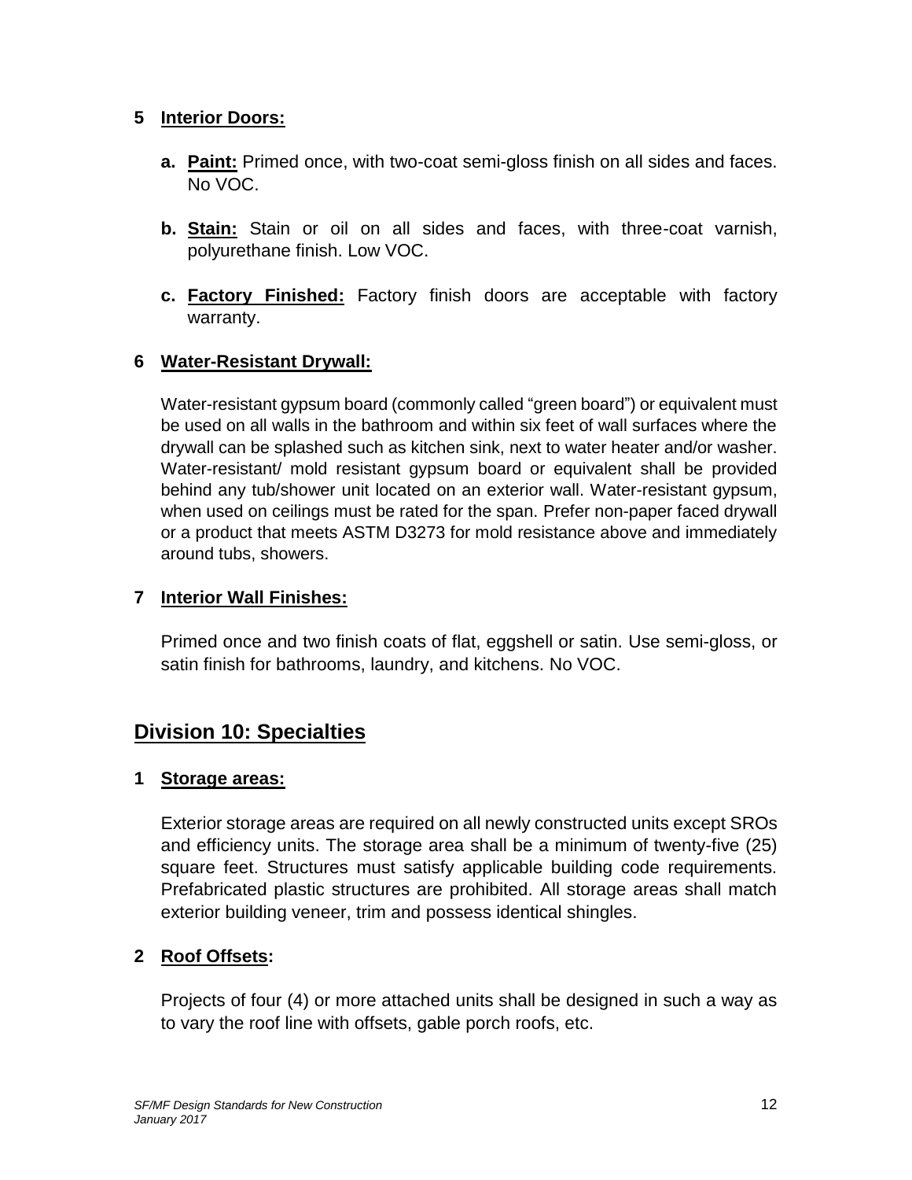### 5 Interior Doors:

a. **Paint:** Primed once, with two-coat semi-gloss finish on all sides and faces. No VOC.

b. **Stain:** Stain or oil on all sides and faces, with three-coat varnish, polyurethane finish. Low VOC.

c. **Factory Finished:** Factory finish doors are acceptable with factory warranty.

### 6 Water-Resistant Drywall:

Water-resistant gypsum board (commonly called "green board") or equivalent must be used on all walls in the bathroom and within six feet of wall surfaces where the drywall can be splashed such as kitchen sink, next to water heater and/or washer. Water-resistant/ mold resistant gypsum board or equivalent shall be provided behind any tub/shower unit located on an exterior wall. Water-resistant gypsum, when used on ceilings must be rated for the span. Prefer non-paper faced drywall or a product that meets ASTM D3273 for mold resistance above and immediately around tubs, showers.

### 7 Interior Wall Finishes:

Primed once and two finish coats of flat, eggshell or satin. Use semi-gloss, or satin finish for bathrooms, laundry, and kitchens. No VOC.

## Division 10: Specialties

### 1 Storage areas:

Exterior storage areas are required on all newly constructed units except SROs and efficiency units. The storage area shall be a minimum of twenty-five (25) square feet. Structures must satisfy applicable building code requirements. Prefabricated plastic structures are prohibited. All storage areas shall match exterior building veneer, trim and possess identical shingles.

### 2 Roof Offsets:

Projects of four (4) or more attached units shall be designed in such a way as to vary the roof line with offsets, gable porch roofs, etc.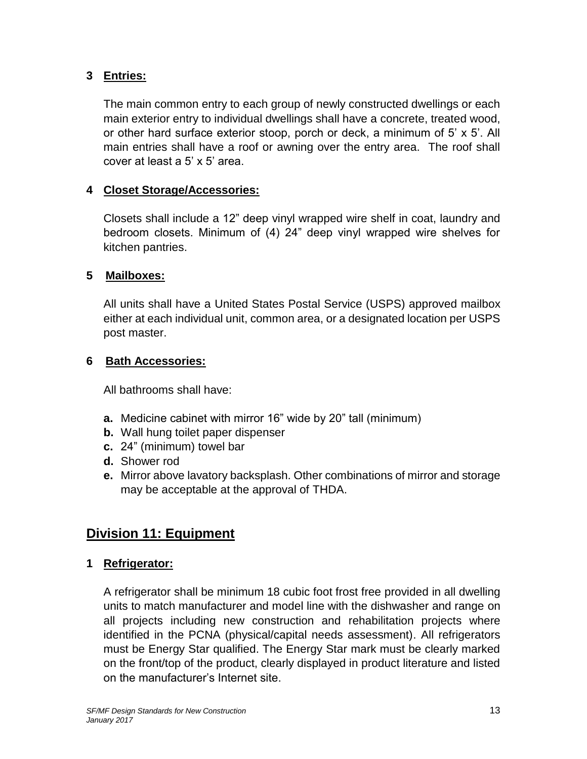### 3 Entries:

The main common entry to each group of newly constructed dwellings or each main exterior entry to individual dwellings shall have a concrete, treated wood, or other hard surface exterior stoop, porch or deck, a minimum of 5' x 5'. All main entries shall have a roof or awning over the entry area. The roof shall cover at least a 5' x 5' area.

### 4 Closet Storage/Accessories:

Closets shall include a 12" deep vinyl wrapped wire shelf in coat, laundry and bedroom closets. Minimum of (4) 24" deep vinyl wrapped wire shelves for kitchen pantries.

### 5 Mailboxes:

All units shall have a United States Postal Service (USPS) approved mailbox either at each individual unit, common area, or a designated location per USPS post master.

### 6 Bath Accessories:

All bathrooms shall have:

- **a.** Medicine cabinet with mirror 16" wide by 20" tall (minimum)
- **b.** Wall hung toilet paper dispenser
- **c.** 24" (minimum) towel bar
- **d.** Shower rod
- **e.** Mirror above lavatory backsplash. Other combinations of mirror and storage may be acceptable at the approval of THDA.

## Division 11: Equipment

### 1 Refrigerator:

A refrigerator shall be minimum 18 cubic foot frost free provided in all dwelling units to match manufacturer and model line with the dishwasher and range on all projects including new construction and rehabilitation projects where identified in the PCNA (physical/capital needs assessment). All refrigerators must be Energy Star qualified. The Energy Star mark must be clearly marked on the front/top of the product, clearly displayed in product literature and listed on the manufacturer's Internet site.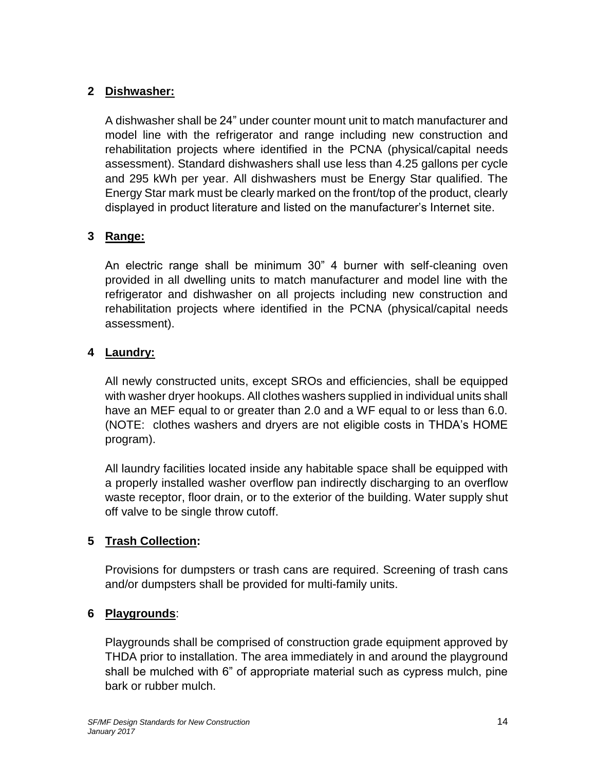## 2 Dishwasher:

A dishwasher shall be 24” under counter mount unit to match manufacturer and model line with the refrigerator and range including new construction and rehabilitation projects where identified in the PCNA (physical/capital needs assessment). Standard dishwashers shall use less than 4.25 gallons per cycle and 295 kWh per year. All dishwashers must be Energy Star qualified. The Energy Star mark must be clearly marked on the front/top of the product, clearly displayed in product literature and listed on the manufacturer’s Internet site.

## 3 Range:

An electric range shall be minimum 30” 4 burner with self-cleaning oven provided in all dwelling units to match manufacturer and model line with the refrigerator and dishwasher on all projects including new construction and rehabilitation projects where identified in the PCNA (physical/capital needs assessment).

## 4 Laundry:

All newly constructed units, except SROs and efficiencies, shall be equipped with washer dryer hookups. All clothes washers supplied in individual units shall have an MEF equal to or greater than 2.0 and a WF equal to or less than 6.0. (NOTE: clothes washers and dryers are not eligible costs in THDA’s HOME program).

All laundry facilities located inside any habitable space shall be equipped with a properly installed washer overflow pan indirectly discharging to an overflow waste receptor, floor drain, or to the exterior of the building. Water supply shut off valve to be single throw cutoff.

## 5 Trash Collection:

Provisions for dumpsters or trash cans are required. Screening of trash cans and/or dumpsters shall be provided for multi-family units.

## 6 Playgrounds:

Playgrounds shall be comprised of construction grade equipment approved by THDA prior to installation. The area immediately in and around the playground shall be mulched with 6” of appropriate material such as cypress mulch, pine bark or rubber mulch.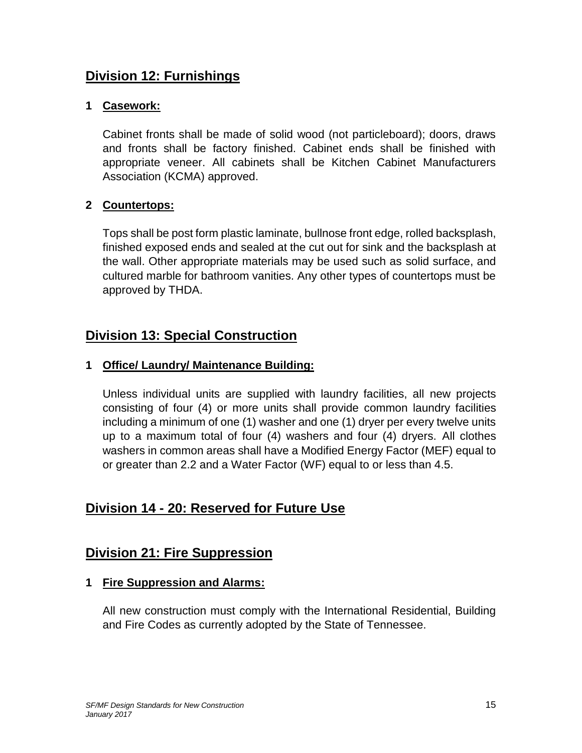## Division 12: Furnishings

### 1 Casework:

Cabinet fronts shall be made of solid wood (not particleboard); doors, draws and fronts shall be factory finished. Cabinet ends shall be finished with appropriate veneer. All cabinets shall be Kitchen Cabinet Manufacturers Association (KCMA) approved.

### 2 Countertops:

Tops shall be post form plastic laminate, bullnose front edge, rolled backsplash, finished exposed ends and sealed at the cut out for sink and the backsplash at the wall. Other appropriate materials may be used such as solid surface, and cultured marble for bathroom vanities. Any other types of countertops must be approved by THDA.

## Division 13: Special Construction

### 1 Office/ Laundry/ Maintenance Building:

Unless individual units are supplied with laundry facilities, all new projects consisting of four (4) or more units shall provide common laundry facilities including a minimum of one (1) washer and one (1) dryer per every twelve units up to a maximum total of four (4) washers and four (4) dryers. All clothes washers in common areas shall have a Modified Energy Factor (MEF) equal to or greater than 2.2 and a Water Factor (WF) equal to or less than 4.5.

## Division 14 - 20: Reserved for Future Use

## Division 21: Fire Suppression

### 1 Fire Suppression and Alarms:

All new construction must comply with the International Residential, Building and Fire Codes as currently adopted by the State of Tennessee.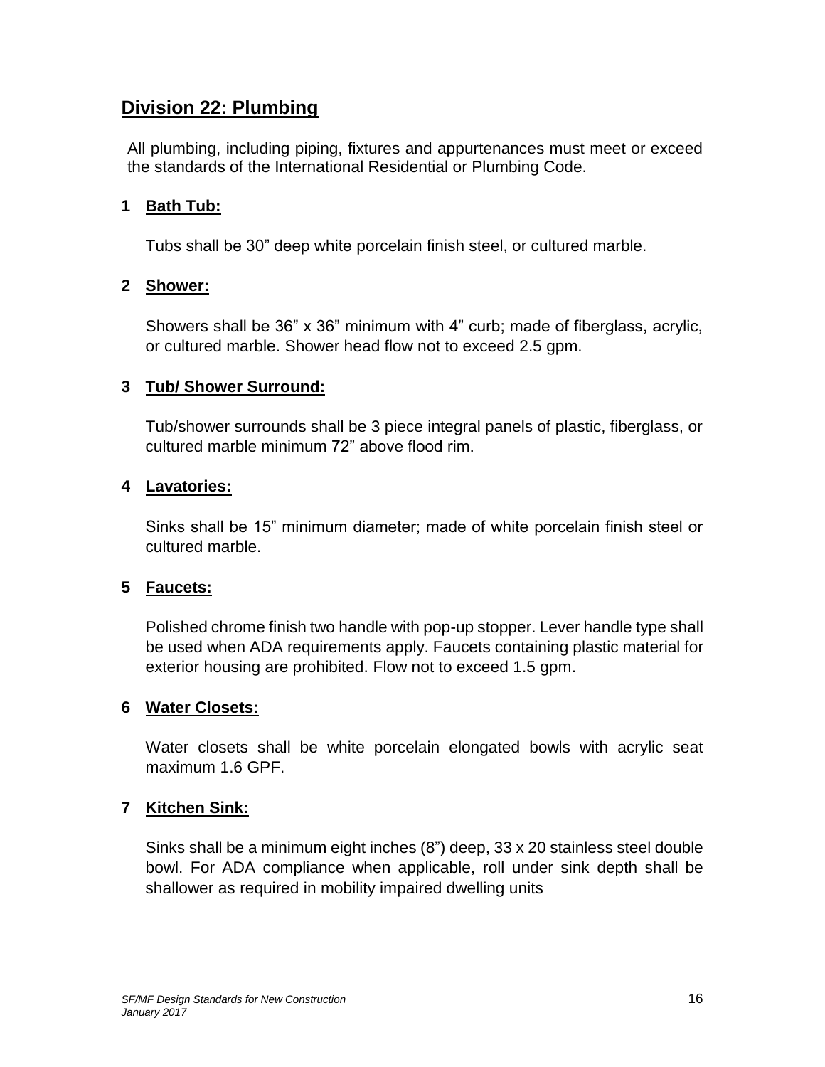## Division 22: Plumbing

All plumbing, including piping, fixtures and appurtenances must meet or exceed the standards of the International Residential or Plumbing Code.

### 1 Bath Tub:

Tubs shall be 30” deep white porcelain finish steel, or cultured marble.

### 2 Shower:

Showers shall be 36” x 36” minimum with 4” curb; made of fiberglass, acrylic, or cultured marble. Shower head flow not to exceed 2.5 gpm.

### 3 Tub/ Shower Surround:

Tub/shower surrounds shall be 3 piece integral panels of plastic, fiberglass, or cultured marble minimum 72” above flood rim.

### 4 Lavatories:

Sinks shall be 15” minimum diameter; made of white porcelain finish steel or cultured marble.

### 5 Faucets:

Polished chrome finish two handle with pop-up stopper. Lever handle type shall be used when ADA requirements apply. Faucets containing plastic material for exterior housing are prohibited. Flow not to exceed 1.5 gpm.

### 6 Water Closets:

Water closets shall be white porcelain elongated bowls with acrylic seat maximum 1.6 GPF.

### 7 Kitchen Sink:

Sinks shall be a minimum eight inches (8”) deep, 33 x 20 stainless steel double bowl. For ADA compliance when applicable, roll under sink depth shall be shallower as required in mobility impaired dwelling units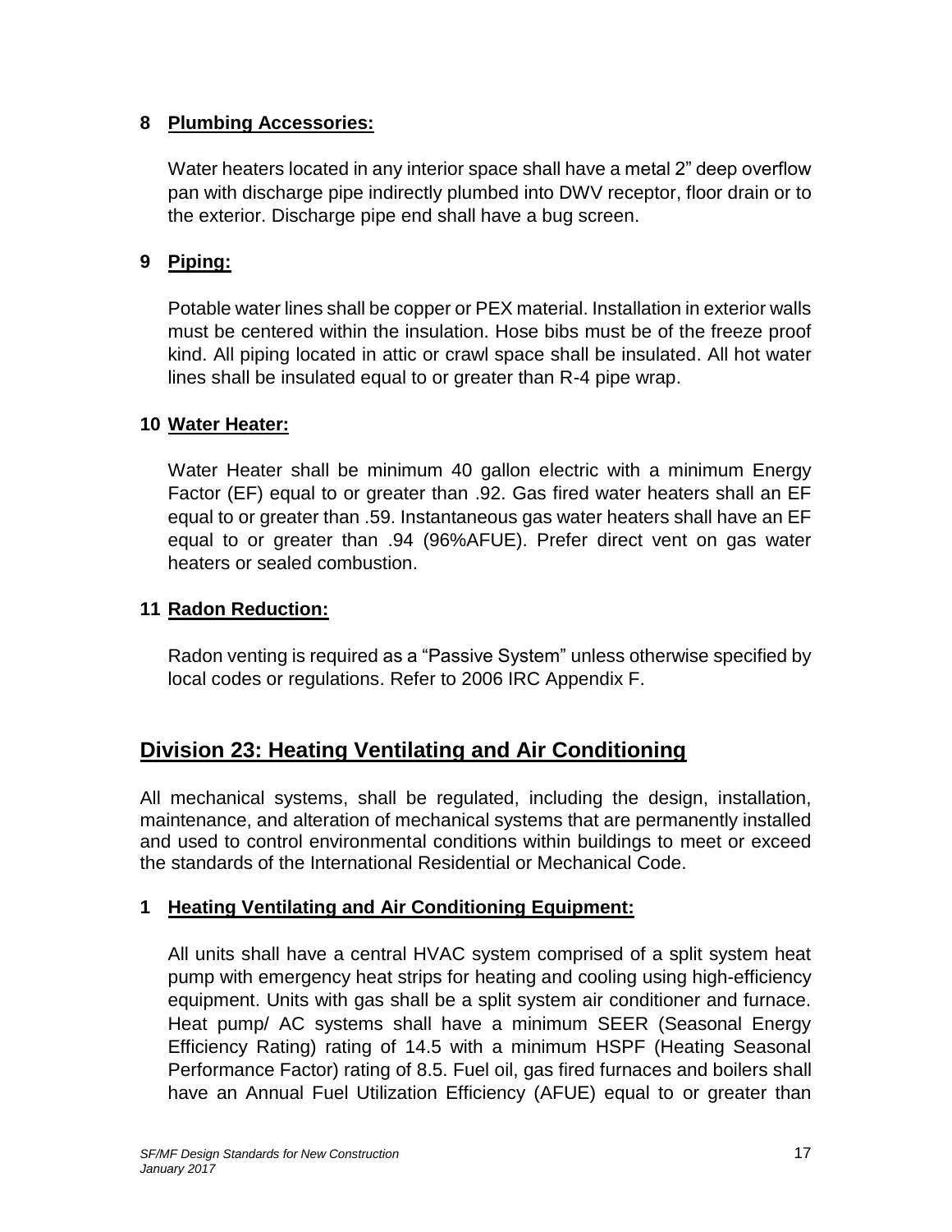### 8 Plumbing Accessories:

Water heaters located in any interior space shall have a metal 2" deep overflow pan with discharge pipe indirectly plumbed into DWV receptor, floor drain or to the exterior. Discharge pipe end shall have a bug screen.

### 9 Piping:

Potable water lines shall be copper or PEX material. Installation in exterior walls must be centered within the insulation. Hose bibs must be of the freeze proof kind. All piping located in attic or crawl space shall be insulated. All hot water lines shall be insulated equal to or greater than R-4 pipe wrap.

### 10 Water Heater:

Water Heater shall be minimum 40 gallon electric with a minimum Energy Factor (EF) equal to or greater than .92. Gas fired water heaters shall an EF equal to or greater than .59. Instantaneous gas water heaters shall have an EF equal to or greater than .94 (96%AFUE). Prefer direct vent on gas water heaters or sealed combustion.

### 11 Radon Reduction:

Radon venting is required as a "Passive System" unless otherwise specified by local codes or regulations. Refer to 2006 IRC Appendix F.

## Division 23: Heating Ventilating and Air Conditioning

All mechanical systems, shall be regulated, including the design, installation, maintenance, and alteration of mechanical systems that are permanently installed and used to control environmental conditions within buildings to meet or exceed the standards of the International Residential or Mechanical Code.

### 1 Heating Ventilating and Air Conditioning Equipment:

All units shall have a central HVAC system comprised of a split system heat pump with emergency heat strips for heating and cooling using high-efficiency equipment. Units with gas shall be a split system air conditioner and furnace. Heat pump/ AC systems shall have a minimum SEER (Seasonal Energy Efficiency Rating) rating of 14.5 with a minimum HSPF (Heating Seasonal Performance Factor) rating of 8.5. Fuel oil, gas fired furnaces and boilers shall have an Annual Fuel Utilization Efficiency (AFUE) equal to or greater than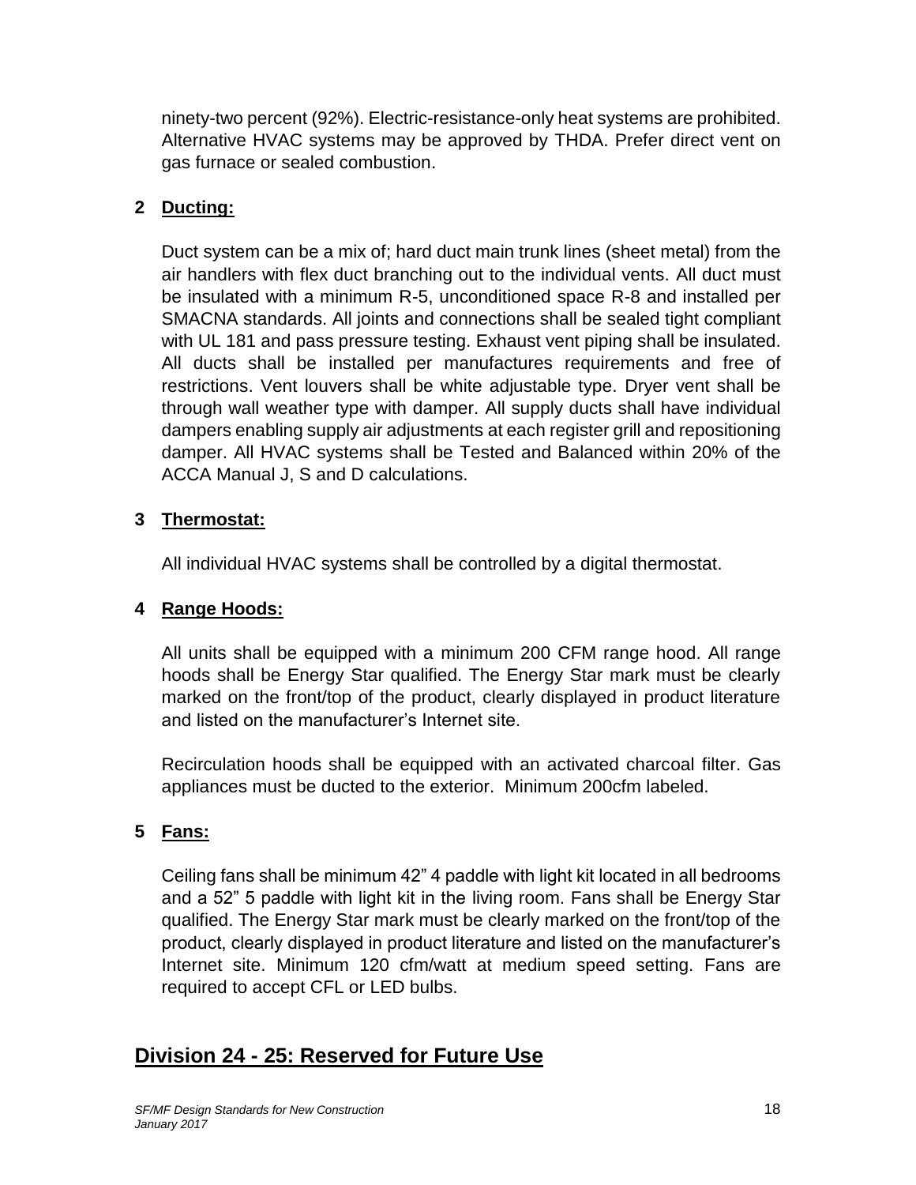ninety-two percent (92%). Electric-resistance-only heat systems are prohibited. Alternative HVAC systems may be approved by THDA. Prefer direct vent on gas furnace or sealed combustion.

**2 Ducting:**

Duct system can be a mix of; hard duct main trunk lines (sheet metal) from the air handlers with flex duct branching out to the individual vents. All duct must be insulated with a minimum R-5, unconditioned space R-8 and installed per SMACNA standards. All joints and connections shall be sealed tight compliant with UL 181 and pass pressure testing. Exhaust vent piping shall be insulated. All ducts shall be installed per manufactures requirements and free of restrictions. Vent louvers shall be white adjustable type. Dryer vent shall be through wall weather type with damper. All supply ducts shall have individual dampers enabling supply air adjustments at each register grill and repositioning damper. All HVAC systems shall be Tested and Balanced within 20% of the ACCA Manual J, S and D calculations.

**3 Thermostat:**

All individual HVAC systems shall be controlled by a digital thermostat.

**4 Range Hoods:**

All units shall be equipped with a minimum 200 CFM range hood. All range hoods shall be Energy Star qualified. The Energy Star mark must be clearly marked on the front/top of the product, clearly displayed in product literature and listed on the manufacturer's Internet site.

Recirculation hoods shall be equipped with an activated charcoal filter. Gas appliances must be ducted to the exterior. Minimum 200cfm labeled.

**5 Fans:**

Ceiling fans shall be minimum 42" 4 paddle with light kit located in all bedrooms and a 52" 5 paddle with light kit in the living room. Fans shall be Energy Star qualified. The Energy Star mark must be clearly marked on the front/top of the product, clearly displayed in product literature and listed on the manufacturer's Internet site. Minimum 120 cfm/watt at medium speed setting. Fans are required to accept CFL or LED bulbs.

## Division 24 - 25: Reserved for Future Use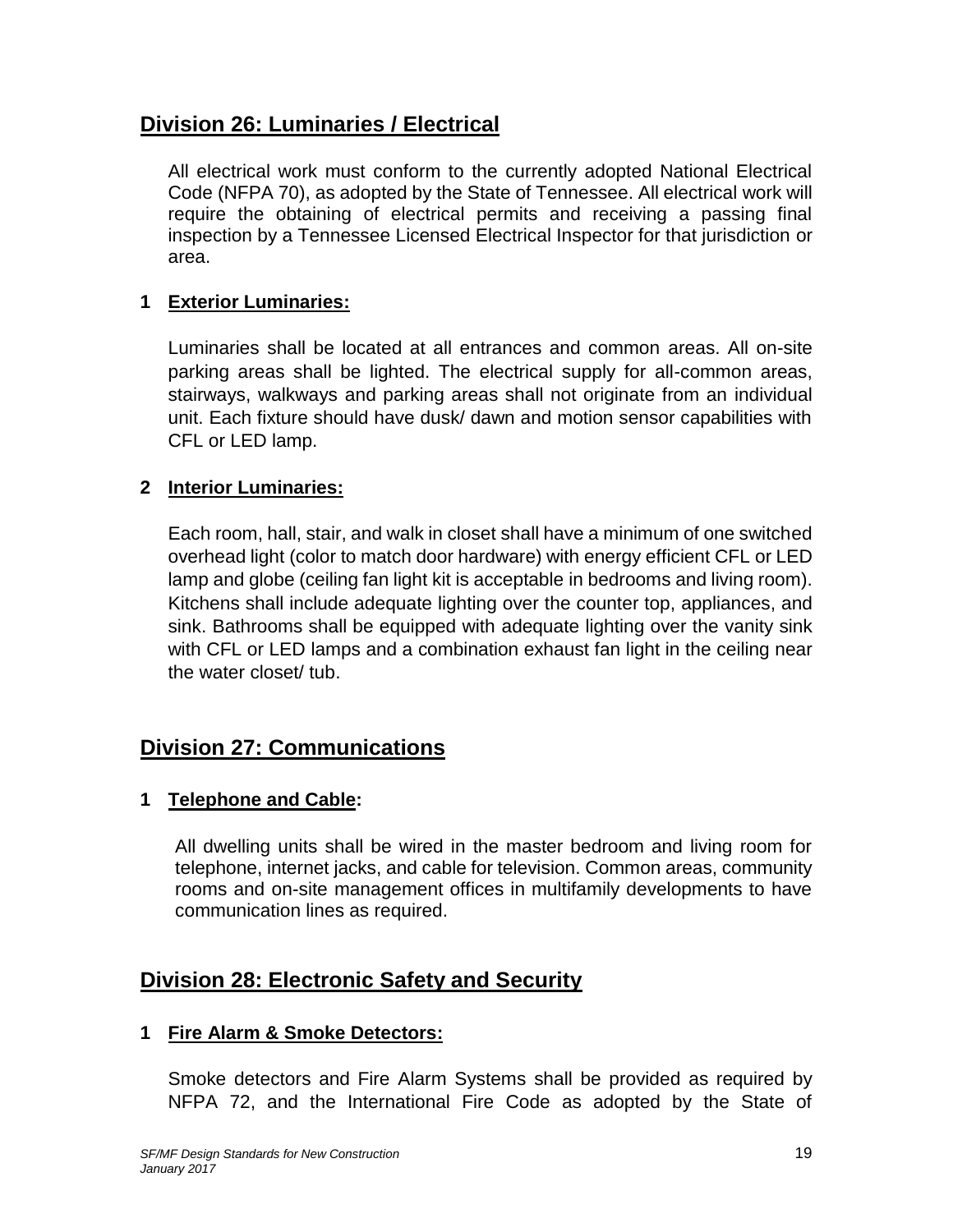## Division 26: Luminaries / Electrical

All electrical work must conform to the currently adopted National Electrical Code (NFPA 70), as adopted by the State of Tennessee. All electrical work will require the obtaining of electrical permits and receiving a passing final inspection by a Tennessee Licensed Electrical Inspector for that jurisdiction or area.

### 1 Exterior Luminaries:

Luminaries shall be located at all entrances and common areas. All on-site parking areas shall be lighted. The electrical supply for all-common areas, stairways, walkways and parking areas shall not originate from an individual unit. Each fixture should have dusk/ dawn and motion sensor capabilities with CFL or LED lamp.

### 2 Interior Luminaries:

Each room, hall, stair, and walk in closet shall have a minimum of one switched overhead light (color to match door hardware) with energy efficient CFL or LED lamp and globe (ceiling fan light kit is acceptable in bedrooms and living room). Kitchens shall include adequate lighting over the counter top, appliances, and sink. Bathrooms shall be equipped with adequate lighting over the vanity sink with CFL or LED lamps and a combination exhaust fan light in the ceiling near the water closet/ tub.

## Division 27: Communications

### 1 Telephone and Cable:

All dwelling units shall be wired in the master bedroom and living room for telephone, internet jacks, and cable for television. Common areas, community rooms and on-site management offices in multifamily developments to have communication lines as required.

## Division 28: Electronic Safety and Security

### 1 Fire Alarm & Smoke Detectors:

Smoke detectors and Fire Alarm Systems shall be provided as required by NFPA 72, and the International Fire Code as adopted by the State of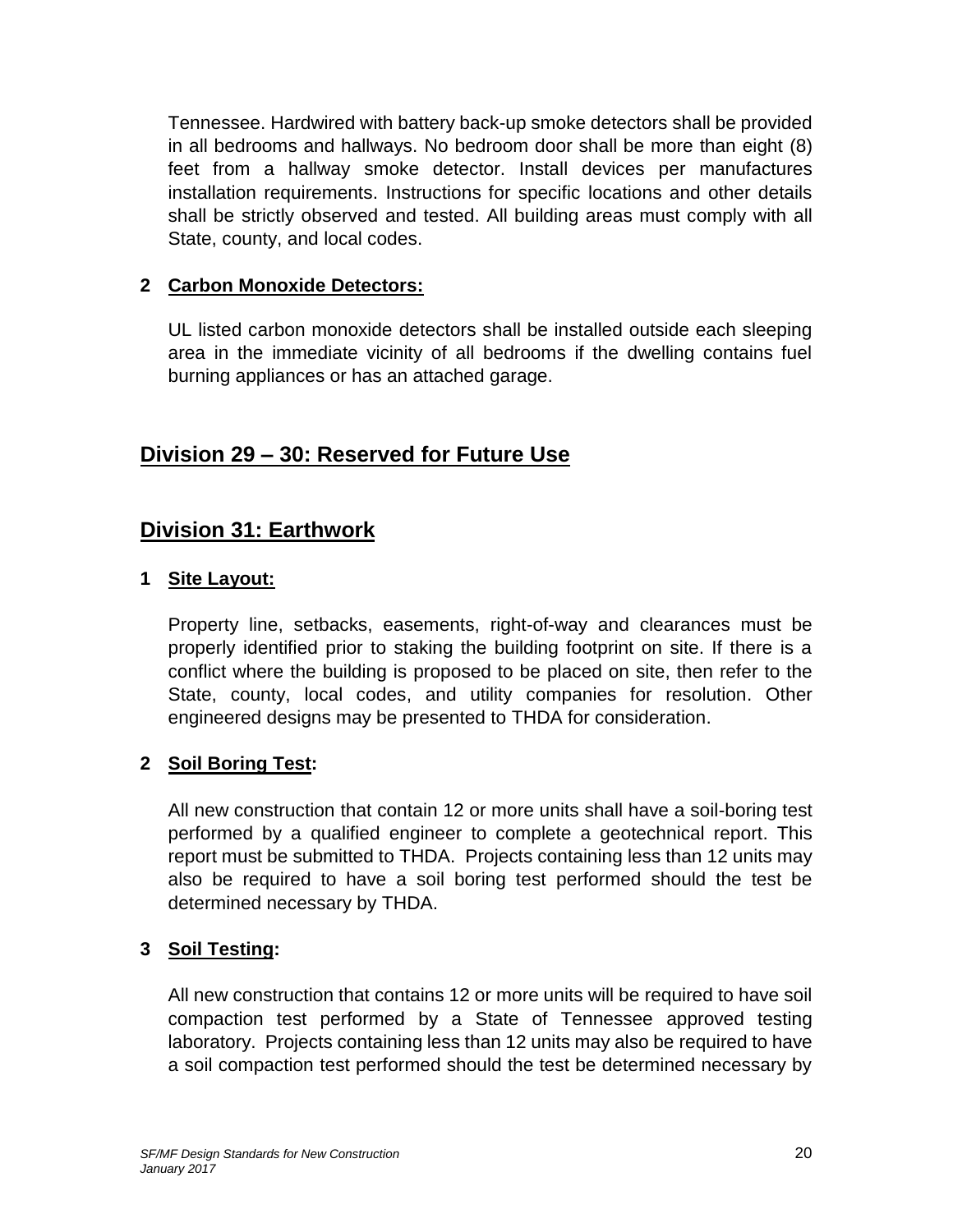Tennessee. Hardwired with battery back-up smoke detectors shall be provided in all bedrooms and hallways. No bedroom door shall be more than eight (8) feet from a hallway smoke detector. Install devices per manufactures installation requirements. Instructions for specific locations and other details shall be strictly observed and tested. All building areas must comply with all State, county, and local codes.

**2 Carbon Monoxide Detectors:**

UL listed carbon monoxide detectors shall be installed outside each sleeping area in the immediate vicinity of all bedrooms if the dwelling contains fuel burning appliances or has an attached garage.

## Division 29 – 30: Reserved for Future Use

## Division 31: Earthwork

**1 Site Layout:**

Property line, setbacks, easements, right-of-way and clearances must be properly identified prior to staking the building footprint on site. If there is a conflict where the building is proposed to be placed on site, then refer to the State, county, local codes, and utility companies for resolution. Other engineered designs may be presented to THDA for consideration.

**2 Soil Boring Test:**

All new construction that contain 12 or more units shall have a soil-boring test performed by a qualified engineer to complete a geotechnical report. This report must be submitted to THDA. Projects containing less than 12 units may also be required to have a soil boring test performed should the test be determined necessary by THDA.

**3 Soil Testing:**

All new construction that contains 12 or more units will be required to have soil compaction test performed by a State of Tennessee approved testing laboratory. Projects containing less than 12 units may also be required to have a soil compaction test performed should the test be determined necessary by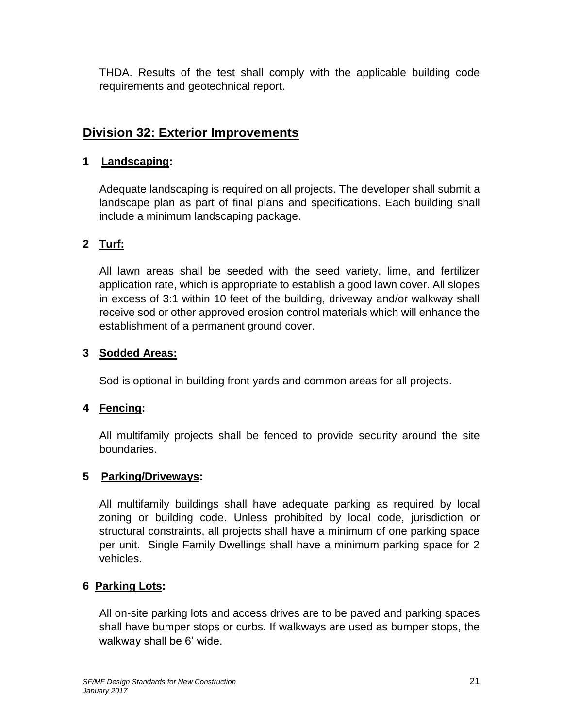THDA. Results of the test shall comply with the applicable building code requirements and geotechnical report.

## Division 32: Exterior Improvements

### 1 Landscaping:

Adequate landscaping is required on all projects. The developer shall submit a landscape plan as part of final plans and specifications. Each building shall include a minimum landscaping package.

### 2 Turf:

All lawn areas shall be seeded with the seed variety, lime, and fertilizer application rate, which is appropriate to establish a good lawn cover. All slopes in excess of 3:1 within 10 feet of the building, driveway and/or walkway shall receive sod or other approved erosion control materials which will enhance the establishment of a permanent ground cover.

### 3 Sodded Areas:

Sod is optional in building front yards and common areas for all projects.

### 4 Fencing:

All multifamily projects shall be fenced to provide security around the site boundaries.

### 5 Parking/Driveways:

All multifamily buildings shall have adequate parking as required by local zoning or building code. Unless prohibited by local code, jurisdiction or structural constraints, all projects shall have a minimum of one parking space per unit. Single Family Dwellings shall have a minimum parking space for 2 vehicles.

### 6 Parking Lots:

All on-site parking lots and access drives are to be paved and parking spaces shall have bumper stops or curbs. If walkways are used as bumper stops, the walkway shall be 6' wide.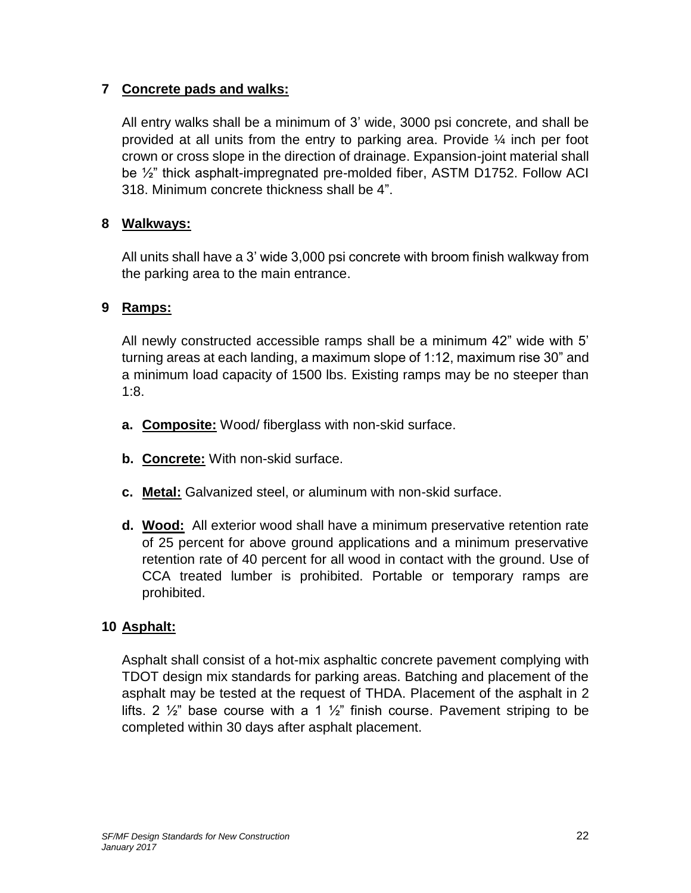## 7 Concrete pads and walks:

All entry walks shall be a minimum of 3' wide, 3000 psi concrete, and shall be provided at all units from the entry to parking area. Provide ¼ inch per foot crown or cross slope in the direction of drainage. Expansion-joint material shall be ½" thick asphalt-impregnated pre-molded fiber, ASTM D1752. Follow ACI 318. Minimum concrete thickness shall be 4".

## 8 Walkways:

All units shall have a 3' wide 3,000 psi concrete with broom finish walkway from the parking area to the main entrance.

## 9 Ramps:

All newly constructed accessible ramps shall be a minimum 42" wide with 5' turning areas at each landing, a maximum slope of 1:12, maximum rise 30" and a minimum load capacity of 1500 lbs. Existing ramps may be no steeper than 1:8.

- **a. Composite:** Wood/ fiberglass with non-skid surface.
- **b. Concrete:** With non-skid surface.
- **c. Metal:** Galvanized steel, or aluminum with non-skid surface.
- **d. Wood:** All exterior wood shall have a minimum preservative retention rate of 25 percent for above ground applications and a minimum preservative retention rate of 40 percent for all wood in contact with the ground. Use of CCA treated lumber is prohibited. Portable or temporary ramps are prohibited.

## 10 Asphalt:

Asphalt shall consist of a hot-mix asphaltic concrete pavement complying with TDOT design mix standards for parking areas. Batching and placement of the asphalt may be tested at the request of THDA. Placement of the asphalt in 2 lifts. 2 ½" base course with a 1 ½" finish course. Pavement striping to be completed within 30 days after asphalt placement.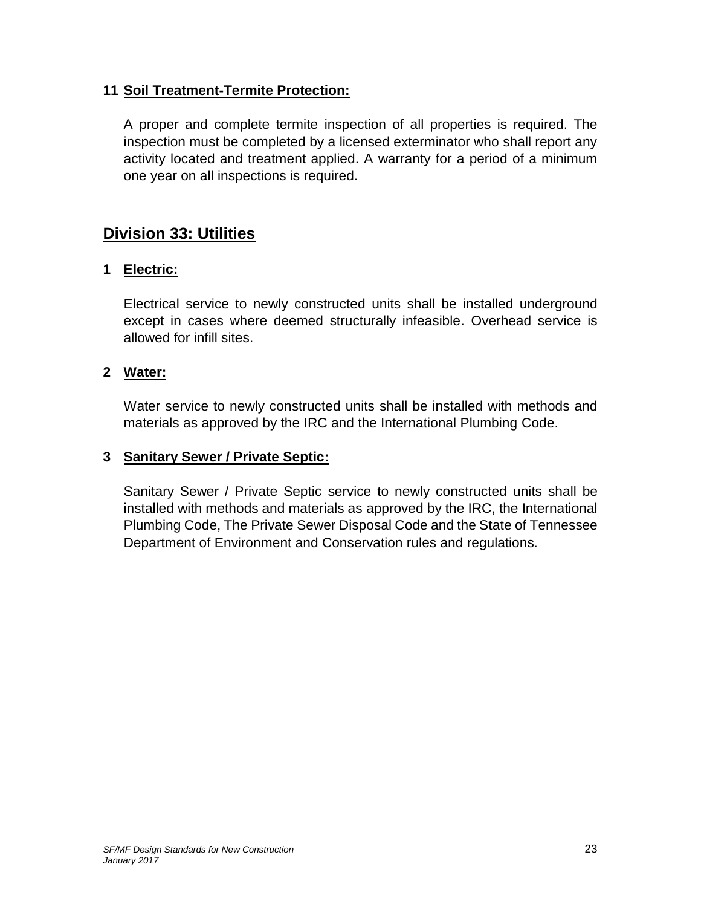**11 Soil Treatment-Termite Protection:**

A proper and complete termite inspection of all properties is required. The inspection must be completed by a licensed exterminator who shall report any activity located and treatment applied. A warranty for a period of a minimum one year on all inspections is required.

## Division 33: Utilities

**1 Electric:**

Electrical service to newly constructed units shall be installed underground except in cases where deemed structurally infeasible. Overhead service is allowed for infill sites.

**2 Water:**

Water service to newly constructed units shall be installed with methods and materials as approved by the IRC and the International Plumbing Code.

**3 Sanitary Sewer / Private Septic:**

Sanitary Sewer / Private Septic service to newly constructed units shall be installed with methods and materials as approved by the IRC, the International Plumbing Code, The Private Sewer Disposal Code and the State of Tennessee Department of Environment and Conservation rules and regulations.